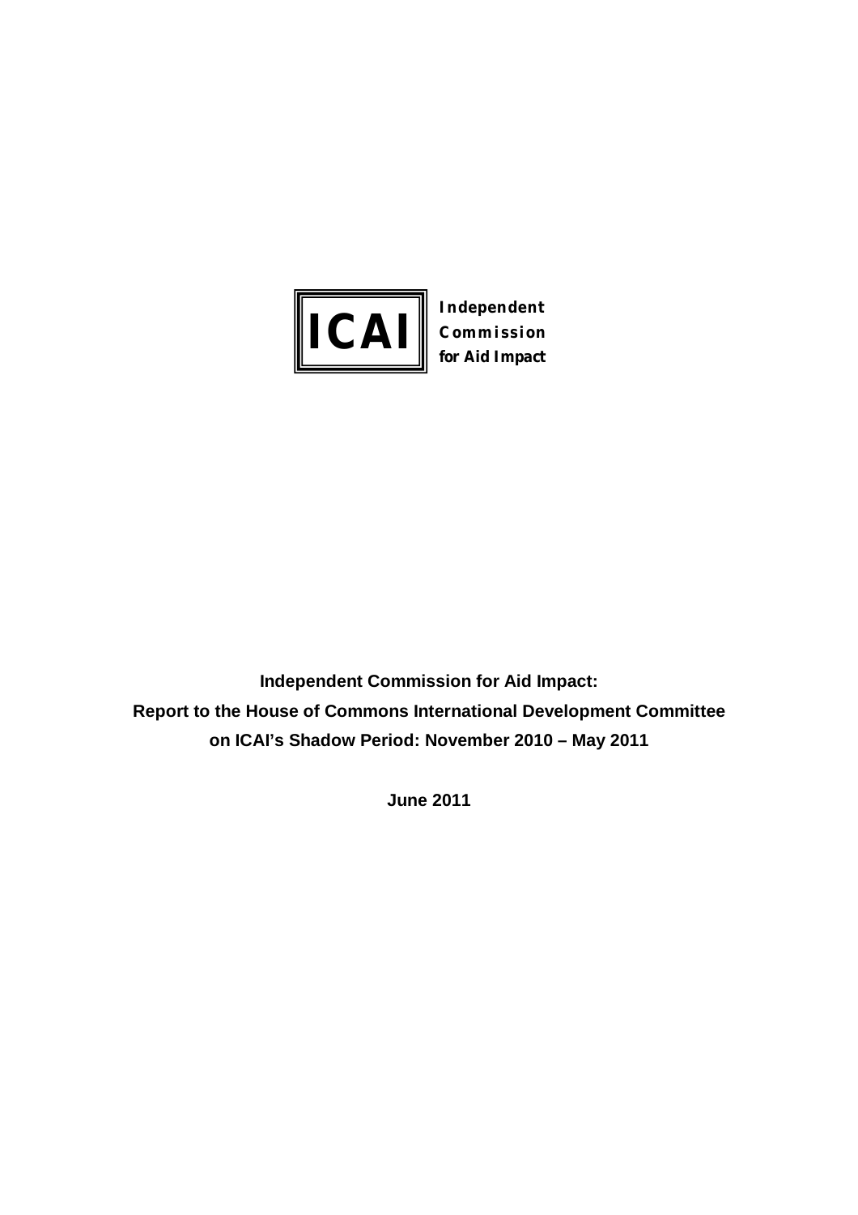**ICAI** Independent Commission for Aid Impact

**Independent Commission for Aid Impact:**
**Report to the House of Commons International Development Committee**
**on ICAI's Shadow Period: November 2010 – May 2011**

**June 2011**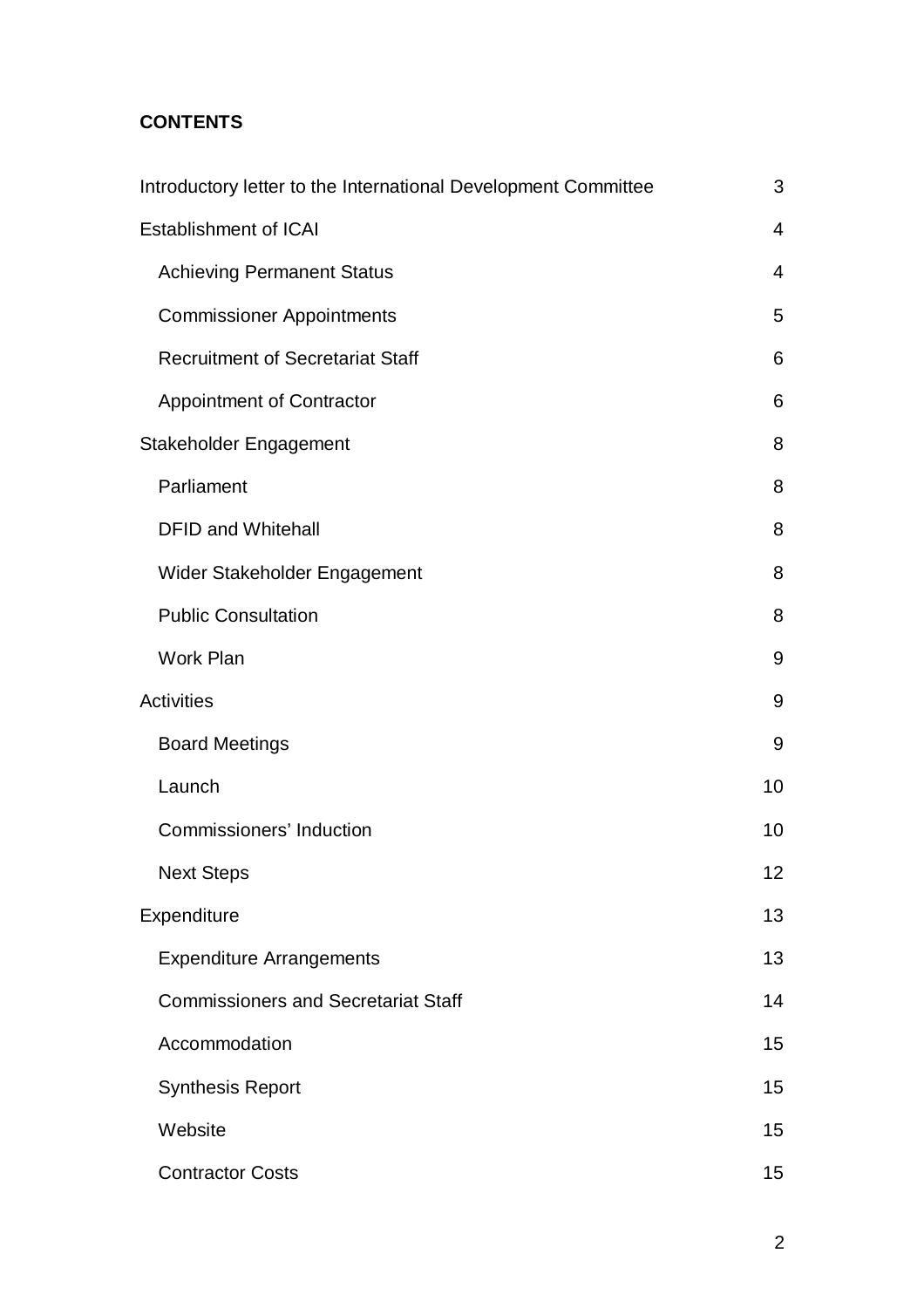**CONTENTS**

| | |
|---|---|
| Introductory letter to the International Development Committee | 3 |
| Establishment of ICAI | 4 |
| Achieving Permanent Status | 4 |
| Commissioner Appointments | 5 |
| Recruitment of Secretariat Staff | 6 |
| Appointment of Contractor | 6 |
| Stakeholder Engagement | 8 |
| Parliament | 8 |
| DFID and Whitehall | 8 |
| Wider Stakeholder Engagement | 8 |
| Public Consultation | 8 |
| Work Plan | 9 |
| Activities | 9 |
| Board Meetings | 9 |
| Launch | 10 |
| Commissioners' Induction | 10 |
| Next Steps | 12 |
| Expenditure | 13 |
| Expenditure Arrangements | 13 |
| Commissioners and Secretariat Staff | 14 |
| Accommodation | 15 |
| Synthesis Report | 15 |
| Website | 15 |
| Contractor Costs | 15 |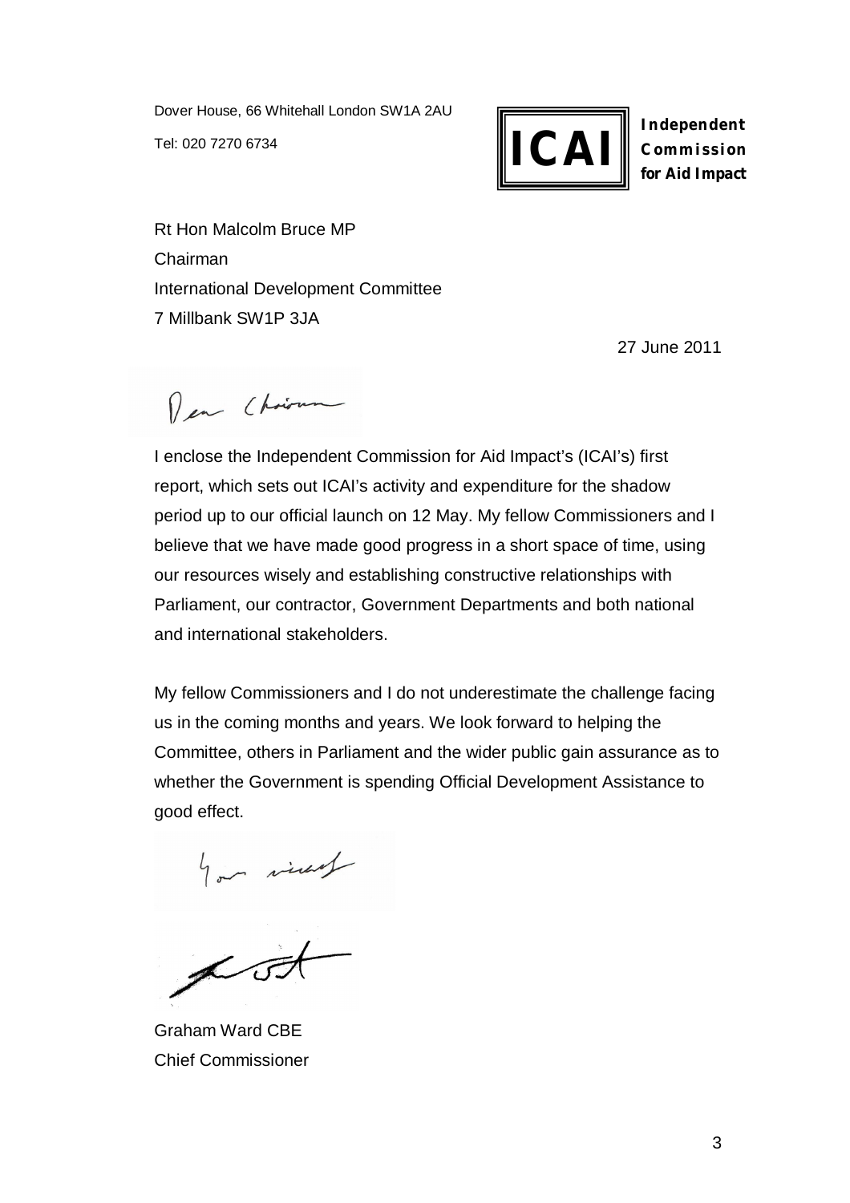Dover House, 66 Whitehall London SW1A 2AU

Tel: 020 7270 6734

**ICAI** **Independent Commission for Aid Impact**

Rt Hon Malcolm Bruce MP
Chairman
International Development Committee
7 Millbank SW1P 3JA

27 June 2011

Dear Chairman

I enclose the Independent Commission for Aid Impact's (ICAI's) first report, which sets out ICAI's activity and expenditure for the shadow period up to our official launch on 12 May. My fellow Commissioners and I believe that we have made good progress in a short space of time, using our resources wisely and establishing constructive relationships with Parliament, our contractor, Government Departments and both national and international stakeholders.

My fellow Commissioners and I do not underestimate the challenge facing us in the coming months and years. We look forward to helping the Committee, others in Parliament and the wider public gain assurance as to whether the Government is spending Official Development Assistance to good effect.

Yours sincerely

Graham Ward CBE
Chief Commissioner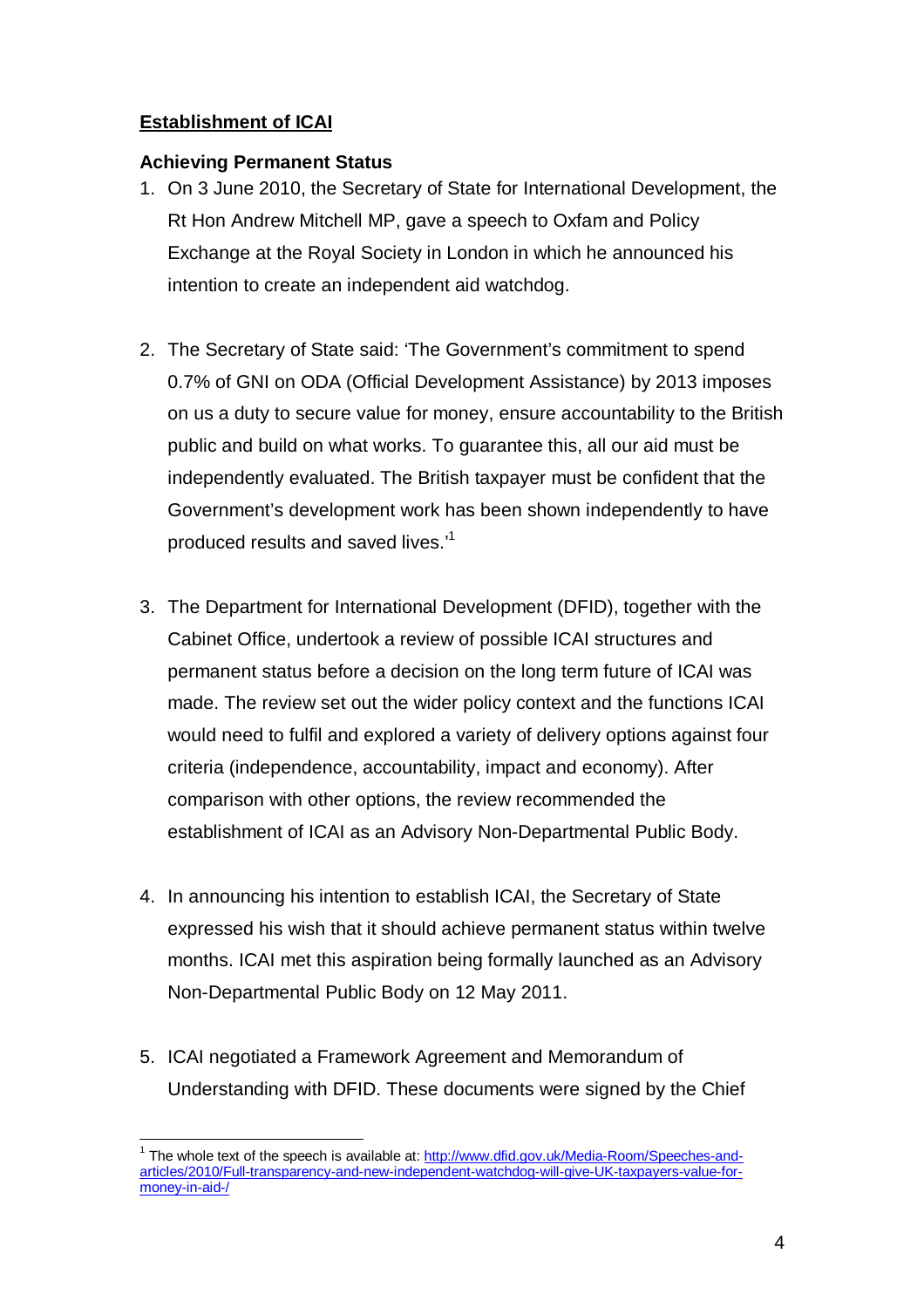## Establishment of ICAI

### Achieving Permanent Status

1. On 3 June 2010, the Secretary of State for International Development, the Rt Hon Andrew Mitchell MP, gave a speech to Oxfam and Policy Exchange at the Royal Society in London in which he announced his intention to create an independent aid watchdog.

2. The Secretary of State said: 'The Government's commitment to spend 0.7% of GNI on ODA (Official Development Assistance) by 2013 imposes on us a duty to secure value for money, ensure accountability to the British public and build on what works. To guarantee this, all our aid must be independently evaluated. The British taxpayer must be confident that the Government's development work has been shown independently to have produced results and saved lives.'[1]

3. The Department for International Development (DFID), together with the Cabinet Office, undertook a review of possible ICAI structures and permanent status before a decision on the long term future of ICAI was made. The review set out the wider policy context and the functions ICAI would need to fulfil and explored a variety of delivery options against four criteria (independence, accountability, impact and economy). After comparison with other options, the review recommended the establishment of ICAI as an Advisory Non-Departmental Public Body.

4. In announcing his intention to establish ICAI, the Secretary of State expressed his wish that it should achieve permanent status within twelve months. ICAI met this aspiration being formally launched as an Advisory Non-Departmental Public Body on 12 May 2011.

5. ICAI negotiated a Framework Agreement and Memorandum of Understanding with DFID. These documents were signed by the Chief

---

[1] The whole text of the speech is available at: [http://www.dfid.gov.uk/Media-Room/Speeches-and-articles/2010/Full-transparency-and-new-independent-watchdog-will-give-UK-taxpayers-value-for-money-in-aid-/](http://www.dfid.gov.uk/Media-Room/Speeches-and-articles/2010/Full-transparency-and-new-independent-watchdog-will-give-UK-taxpayers-value-for-money-in-aid-/)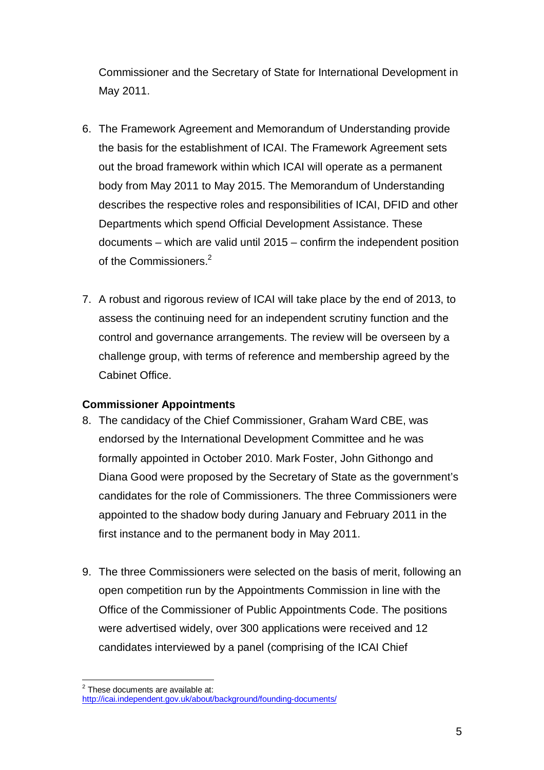Commissioner and the Secretary of State for International Development in May 2011.

6. The Framework Agreement and Memorandum of Understanding provide the basis for the establishment of ICAI. The Framework Agreement sets out the broad framework within which ICAI will operate as a permanent body from May 2011 to May 2015. The Memorandum of Understanding describes the respective roles and responsibilities of ICAI, DFID and other Departments which spend Official Development Assistance. These documents – which are valid until 2015 – confirm the independent position of the Commissioners.[2]

7. A robust and rigorous review of ICAI will take place by the end of 2013, to assess the continuing need for an independent scrutiny function and the control and governance arrangements. The review will be overseen by a challenge group, with terms of reference and membership agreed by the Cabinet Office.

**Commissioner Appointments**

8. The candidacy of the Chief Commissioner, Graham Ward CBE, was endorsed by the International Development Committee and he was formally appointed in October 2010. Mark Foster, John Githongo and Diana Good were proposed by the Secretary of State as the government's candidates for the role of Commissioners. The three Commissioners were appointed to the shadow body during January and February 2011 in the first instance and to the permanent body in May 2011.

9. The three Commissioners were selected on the basis of merit, following an open competition run by the Appointments Commission in line with the Office of the Commissioner of Public Appointments Code. The positions were advertised widely, over 300 applications were received and 12 candidates interviewed by a panel (comprising of the ICAI Chief

[2] These documents are available at: http://icai.independent.gov.uk/about/background/founding-documents/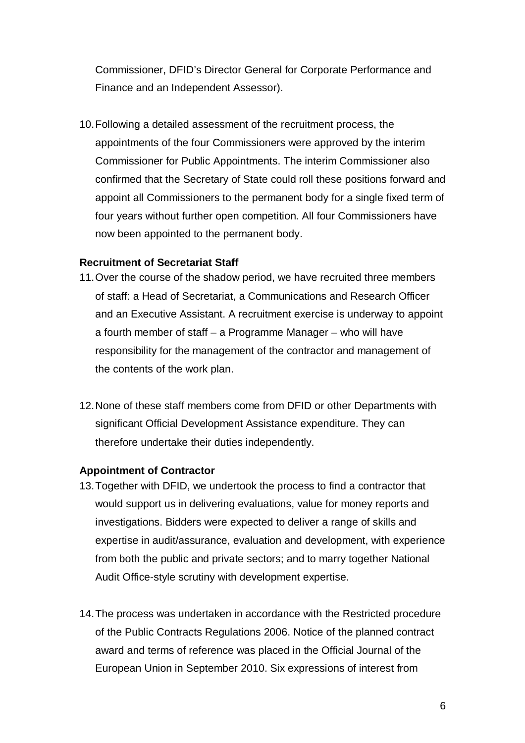Commissioner, DFID's Director General for Corporate Performance and Finance and an Independent Assessor).

10. Following a detailed assessment of the recruitment process, the appointments of the four Commissioners were approved by the interim Commissioner for Public Appointments. The interim Commissioner also confirmed that the Secretary of State could roll these positions forward and appoint all Commissioners to the permanent body for a single fixed term of four years without further open competition. All four Commissioners have now been appointed to the permanent body.

**Recruitment of Secretariat Staff**

11. Over the course of the shadow period, we have recruited three members of staff: a Head of Secretariat, a Communications and Research Officer and an Executive Assistant. A recruitment exercise is underway to appoint a fourth member of staff – a Programme Manager – who will have responsibility for the management of the contractor and management of the contents of the work plan.

12. None of these staff members come from DFID or other Departments with significant Official Development Assistance expenditure. They can therefore undertake their duties independently.

**Appointment of Contractor**

13. Together with DFID, we undertook the process to find a contractor that would support us in delivering evaluations, value for money reports and investigations. Bidders were expected to deliver a range of skills and expertise in audit/assurance, evaluation and development, with experience from both the public and private sectors; and to marry together National Audit Office-style scrutiny with development expertise.

14. The process was undertaken in accordance with the Restricted procedure of the Public Contracts Regulations 2006. Notice of the planned contract award and terms of reference was placed in the Official Journal of the European Union in September 2010. Six expressions of interest from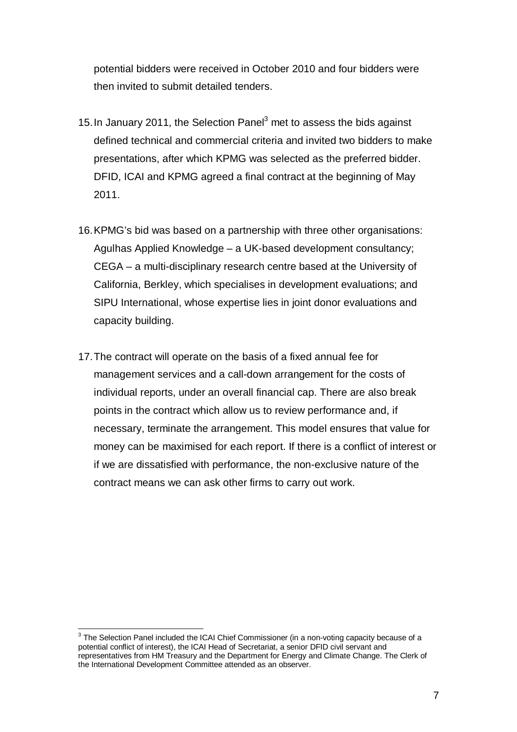potential bidders were received in October 2010 and four bidders were then invited to submit detailed tenders.

15. In January 2011, the Selection Panel[3] met to assess the bids against defined technical and commercial criteria and invited two bidders to make presentations, after which KPMG was selected as the preferred bidder. DFID, ICAI and KPMG agreed a final contract at the beginning of May 2011.

16. KPMG's bid was based on a partnership with three other organisations: Agulhas Applied Knowledge – a UK-based development consultancy; CEGA – a multi-disciplinary research centre based at the University of California, Berkley, which specialises in development evaluations; and SIPU International, whose expertise lies in joint donor evaluations and capacity building.

17. The contract will operate on the basis of a fixed annual fee for management services and a call-down arrangement for the costs of individual reports, under an overall financial cap. There are also break points in the contract which allow us to review performance and, if necessary, terminate the arrangement. This model ensures that value for money can be maximised for each report. If there is a conflict of interest or if we are dissatisfied with performance, the non-exclusive nature of the contract means we can ask other firms to carry out work.

---

[3] The Selection Panel included the ICAI Chief Commissioner (in a non-voting capacity because of a potential conflict of interest), the ICAI Head of Secretariat, a senior DFID civil servant and representatives from HM Treasury and the Department for Energy and Climate Change. The Clerk of the International Development Committee attended as an observer.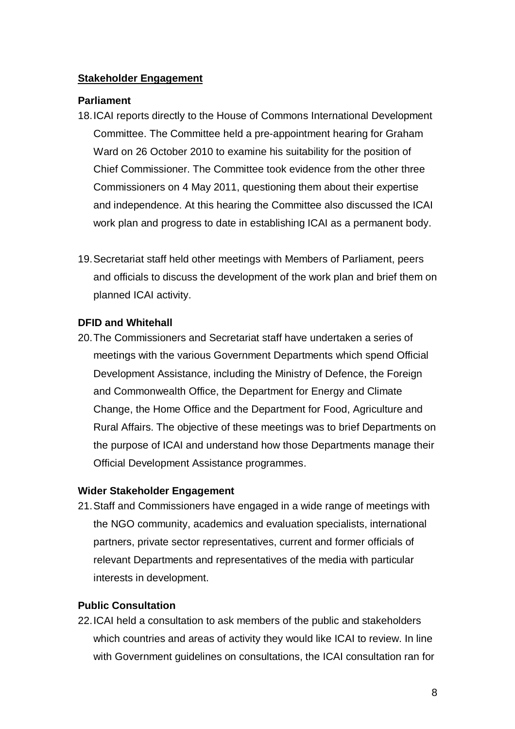## Stakeholder Engagement

### Parliament

18. ICAI reports directly to the House of Commons International Development Committee. The Committee held a pre-appointment hearing for Graham Ward on 26 October 2010 to examine his suitability for the position of Chief Commissioner. The Committee took evidence from the other three Commissioners on 4 May 2011, questioning them about their expertise and independence. At this hearing the Committee also discussed the ICAI work plan and progress to date in establishing ICAI as a permanent body.

19. Secretariat staff held other meetings with Members of Parliament, peers and officials to discuss the development of the work plan and brief them on planned ICAI activity.

### DFID and Whitehall

20. The Commissioners and Secretariat staff have undertaken a series of meetings with the various Government Departments which spend Official Development Assistance, including the Ministry of Defence, the Foreign and Commonwealth Office, the Department for Energy and Climate Change, the Home Office and the Department for Food, Agriculture and Rural Affairs. The objective of these meetings was to brief Departments on the purpose of ICAI and understand how those Departments manage their Official Development Assistance programmes.

### Wider Stakeholder Engagement

21. Staff and Commissioners have engaged in a wide range of meetings with the NGO community, academics and evaluation specialists, international partners, private sector representatives, current and former officials of relevant Departments and representatives of the media with particular interests in development.

### Public Consultation

22. ICAI held a consultation to ask members of the public and stakeholders which countries and areas of activity they would like ICAI to review. In line with Government guidelines on consultations, the ICAI consultation ran for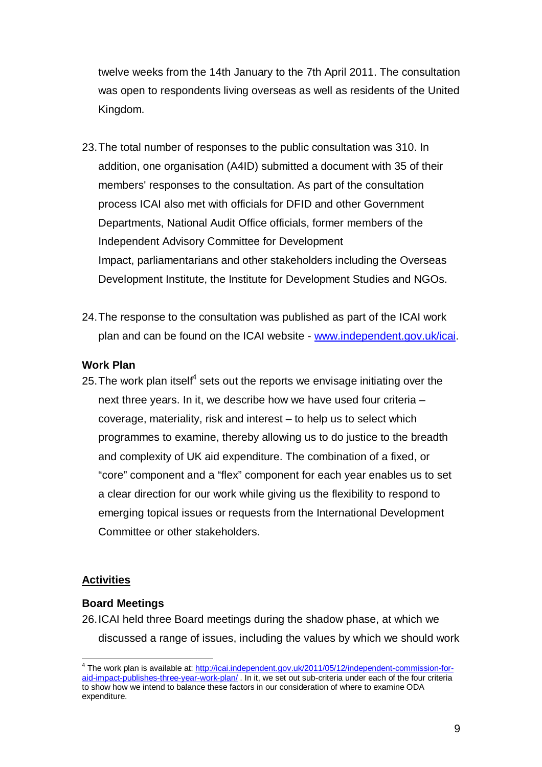twelve weeks from the 14th January to the 7th April 2011. The consultation was open to respondents living overseas as well as residents of the United Kingdom.

23. The total number of responses to the public consultation was 310. In addition, one organisation (A4ID) submitted a document with 35 of their members' responses to the consultation. As part of the consultation process ICAI also met with officials for DFID and other Government Departments, National Audit Office officials, former members of the Independent Advisory Committee for Development Impact, parliamentarians and other stakeholders including the Overseas Development Institute, the Institute for Development Studies and NGOs.

24. The response to the consultation was published as part of the ICAI work plan and can be found on the ICAI website - [www.independent.gov.uk/icai](http://www.independent.gov.uk/icai).

**Work Plan**

25. The work plan itself[4] sets out the reports we envisage initiating over the next three years. In it, we describe how we have used four criteria – coverage, materiality, risk and interest – to help us to select which programmes to examine, thereby allowing us to do justice to the breadth and complexity of UK aid expenditure. The combination of a fixed, or "core" component and a "flex" component for each year enables us to set a clear direction for our work while giving us the flexibility to respond to emerging topical issues or requests from the International Development Committee or other stakeholders.

## Activities

**Board Meetings**

26. ICAI held three Board meetings during the shadow phase, at which we discussed a range of issues, including the values by which we should work

---

[4] The work plan is available at: [http://icai.independent.gov.uk/2011/05/12/independent-commission-for-aid-impact-publishes-three-year-work-plan/](http://icai.independent.gov.uk/2011/05/12/independent-commission-for-aid-impact-publishes-three-year-work-plan/) . In it, we set out sub-criteria under each of the four criteria to show how we intend to balance these factors in our consideration of where to examine ODA expenditure.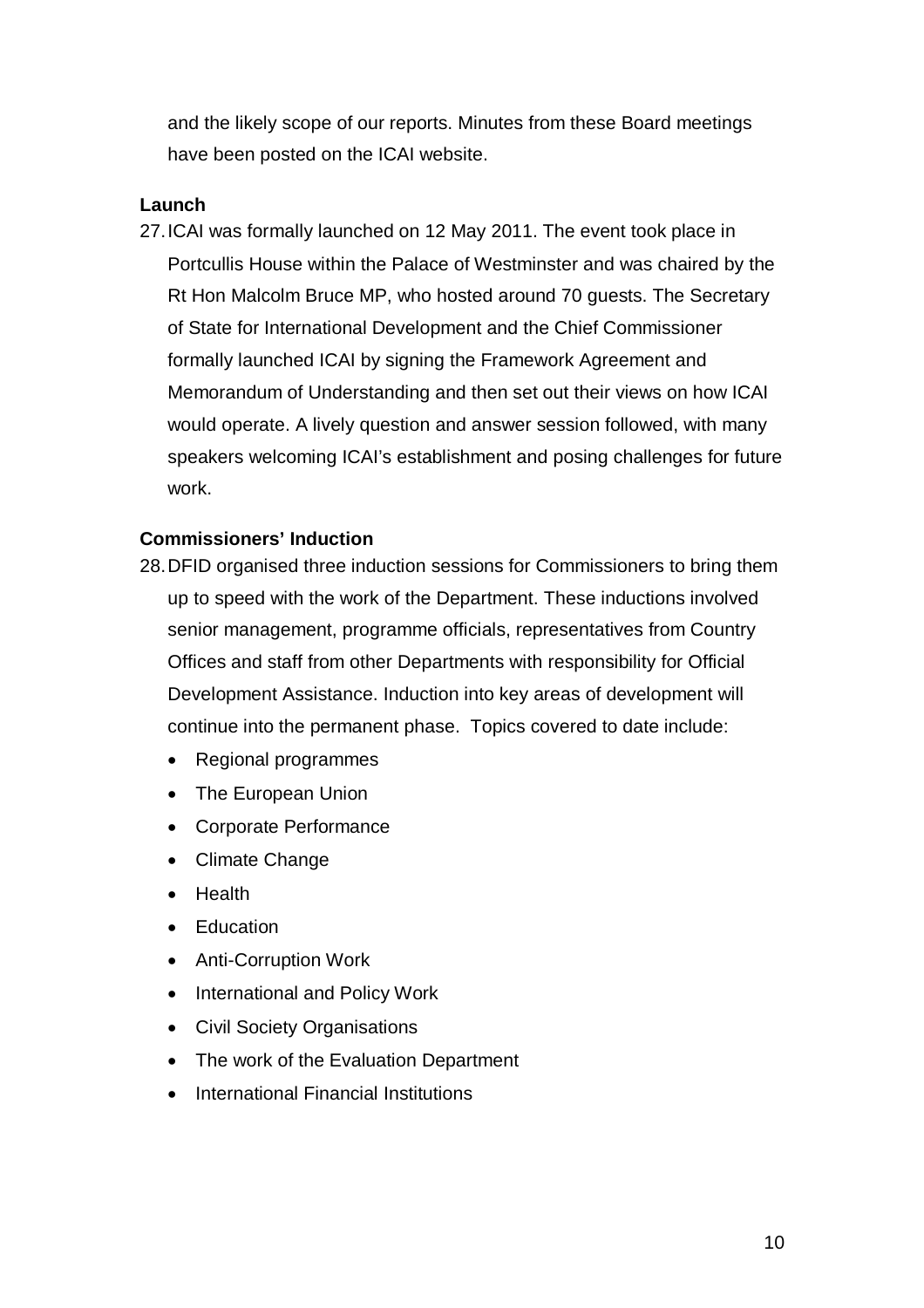and the likely scope of our reports. Minutes from these Board meetings have been posted on the ICAI website.

**Launch**

27. ICAI was formally launched on 12 May 2011. The event took place in Portcullis House within the Palace of Westminster and was chaired by the Rt Hon Malcolm Bruce MP, who hosted around 70 guests. The Secretary of State for International Development and the Chief Commissioner formally launched ICAI by signing the Framework Agreement and Memorandum of Understanding and then set out their views on how ICAI would operate. A lively question and answer session followed, with many speakers welcoming ICAI's establishment and posing challenges for future work.

**Commissioners' Induction**

28. DFID organised three induction sessions for Commissioners to bring them up to speed with the work of the Department. These inductions involved senior management, programme officials, representatives from Country Offices and staff from other Departments with responsibility for Official Development Assistance. Induction into key areas of development will continue into the permanent phase. Topics covered to date include:
    - Regional programmes
    - The European Union
    - Corporate Performance
    - Climate Change
    - Health
    - Education
    - Anti-Corruption Work
    - International and Policy Work
    - Civil Society Organisations
    - The work of the Evaluation Department
    - International Financial Institutions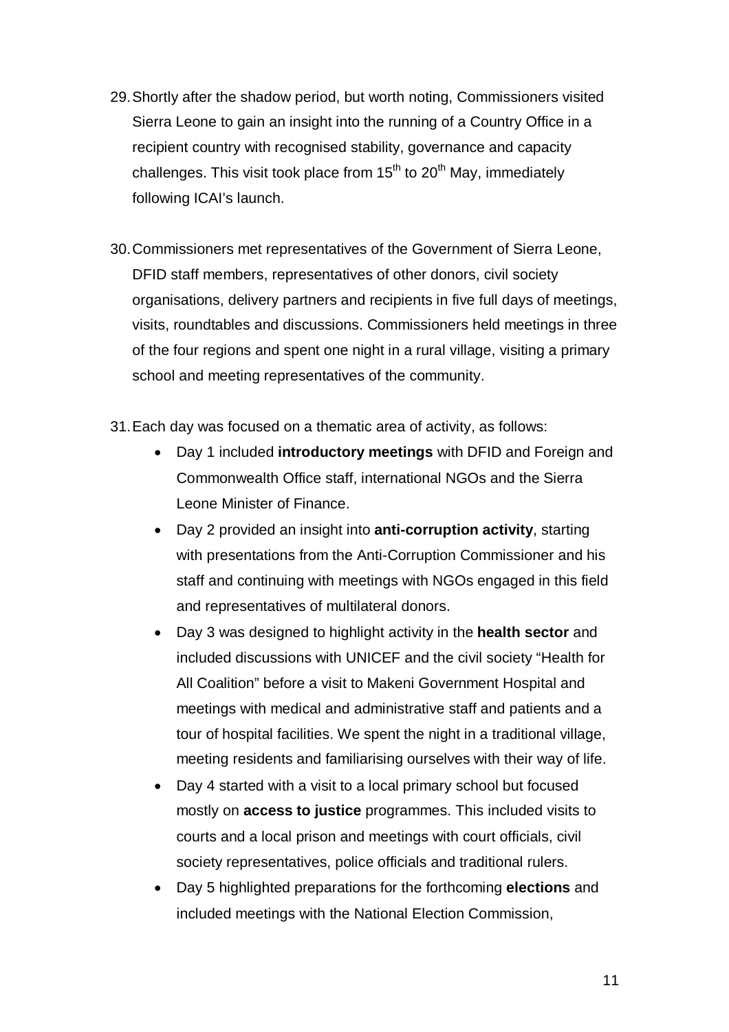29. Shortly after the shadow period, but worth noting, Commissioners visited Sierra Leone to gain an insight into the running of a Country Office in a recipient country with recognised stability, governance and capacity challenges. This visit took place from 15th to 20th May, immediately following ICAI's launch.

30. Commissioners met representatives of the Government of Sierra Leone, DFID staff members, representatives of other donors, civil society organisations, delivery partners and recipients in five full days of meetings, visits, roundtables and discussions. Commissioners held meetings in three of the four regions and spent one night in a rural village, visiting a primary school and meeting representatives of the community.

31. Each day was focused on a thematic area of activity, as follows:
    - Day 1 included **introductory meetings** with DFID and Foreign and Commonwealth Office staff, international NGOs and the Sierra Leone Minister of Finance.
    - Day 2 provided an insight into **anti-corruption activity**, starting with presentations from the Anti-Corruption Commissioner and his staff and continuing with meetings with NGOs engaged in this field and representatives of multilateral donors.
    - Day 3 was designed to highlight activity in the **health sector** and included discussions with UNICEF and the civil society "Health for All Coalition" before a visit to Makeni Government Hospital and meetings with medical and administrative staff and patients and a tour of hospital facilities. We spent the night in a traditional village, meeting residents and familiarising ourselves with their way of life.
    - Day 4 started with a visit to a local primary school but focused mostly on **access to justice** programmes. This included visits to courts and a local prison and meetings with court officials, civil society representatives, police officials and traditional rulers.
    - Day 5 highlighted preparations for the forthcoming **elections** and included meetings with the National Election Commission,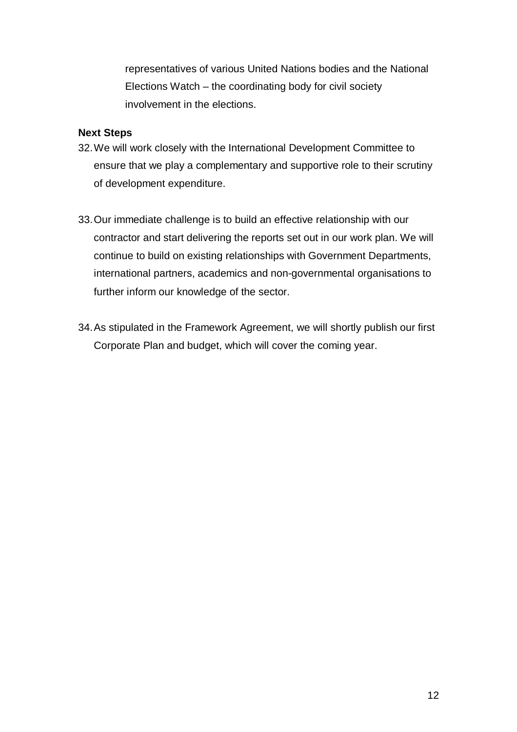representatives of various United Nations bodies and the National Elections Watch – the coordinating body for civil society involvement in the elections.

**Next Steps**

32. We will work closely with the International Development Committee to ensure that we play a complementary and supportive role to their scrutiny of development expenditure.

33. Our immediate challenge is to build an effective relationship with our contractor and start delivering the reports set out in our work plan. We will continue to build on existing relationships with Government Departments, international partners, academics and non-governmental organisations to further inform our knowledge of the sector.

34. As stipulated in the Framework Agreement, we will shortly publish our first Corporate Plan and budget, which will cover the coming year.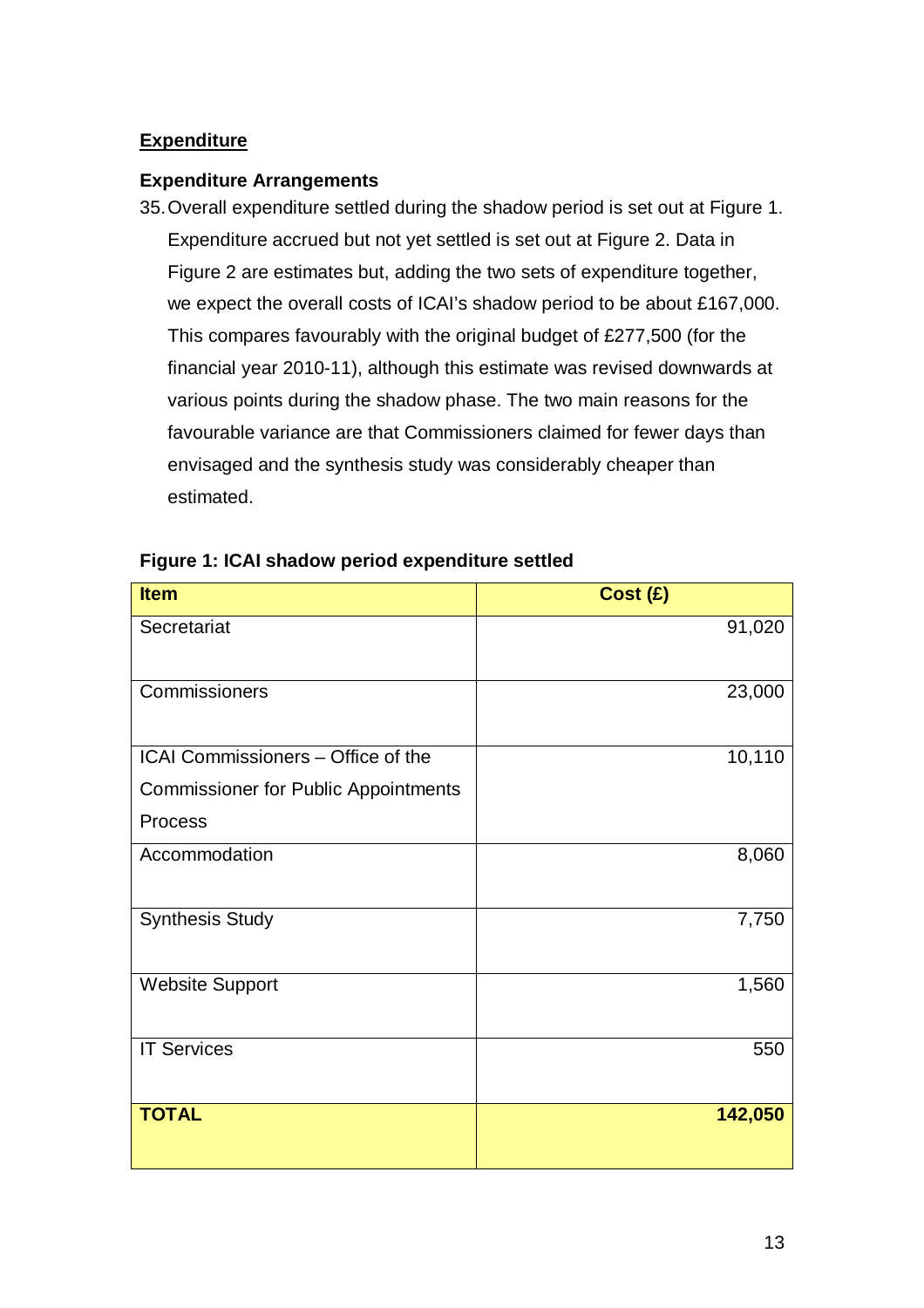## Expenditure

### Expenditure Arrangements

35. Overall expenditure settled during the shadow period is set out at Figure 1. Expenditure accrued but not yet settled is set out at Figure 2. Data in Figure 2 are estimates but, adding the two sets of expenditure together, we expect the overall costs of ICAI's shadow period to be about £167,000. This compares favourably with the original budget of £277,500 (for the financial year 2010-11), although this estimate was revised downwards at various points during the shadow phase. The two main reasons for the favourable variance are that Commissioners claimed for fewer days than envisaged and the synthesis study was considerably cheaper than estimated.

**Figure 1: ICAI shadow period expenditure settled**

| Item | Cost (£) |
|---|---:|
| Secretariat | 91,020 |
| Commissioners | 23,000 |
| ICAI Commissioners – Office of the Commissioner for Public Appointments Process | 10,110 |
| Accommodation | 8,060 |
| Synthesis Study | 7,750 |
| Website Support | 1,560 |
| IT Services | 550 |
| **TOTAL** | **142,050** |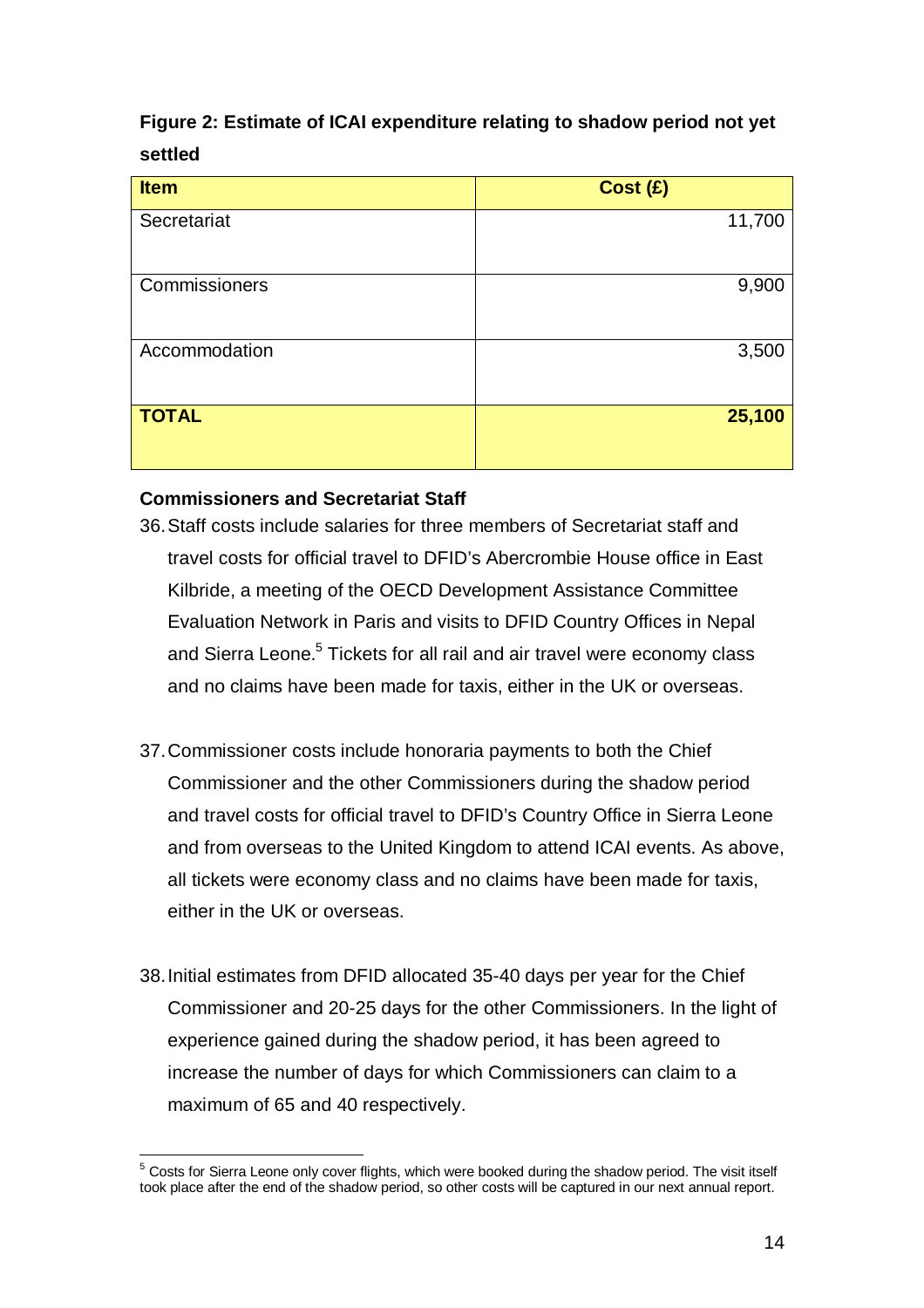**Figure 2: Estimate of ICAI expenditure relating to shadow period not yet settled**

| Item | Cost (£) |
|---|---|
| Secretariat | 11,700 |
| Commissioners | 9,900 |
| Accommodation | 3,500 |
| **TOTAL** | **25,100** |

**Commissioners and Secretariat Staff**

36. Staff costs include salaries for three members of Secretariat staff and travel costs for official travel to DFID's Abercrombie House office in East Kilbride, a meeting of the OECD Development Assistance Committee Evaluation Network in Paris and visits to DFID Country Offices in Nepal and Sierra Leone.[5] Tickets for all rail and air travel were economy class and no claims have been made for taxis, either in the UK or overseas.

37. Commissioner costs include honoraria payments to both the Chief Commissioner and the other Commissioners during the shadow period and travel costs for official travel to DFID's Country Office in Sierra Leone and from overseas to the United Kingdom to attend ICAI events. As above, all tickets were economy class and no claims have been made for taxis, either in the UK or overseas.

38. Initial estimates from DFID allocated 35-40 days per year for the Chief Commissioner and 20-25 days for the other Commissioners. In the light of experience gained during the shadow period, it has been agreed to increase the number of days for which Commissioners can claim to a maximum of 65 and 40 respectively.

[5] Costs for Sierra Leone only cover flights, which were booked during the shadow period. The visit itself took place after the end of the shadow period, so other costs will be captured in our next annual report.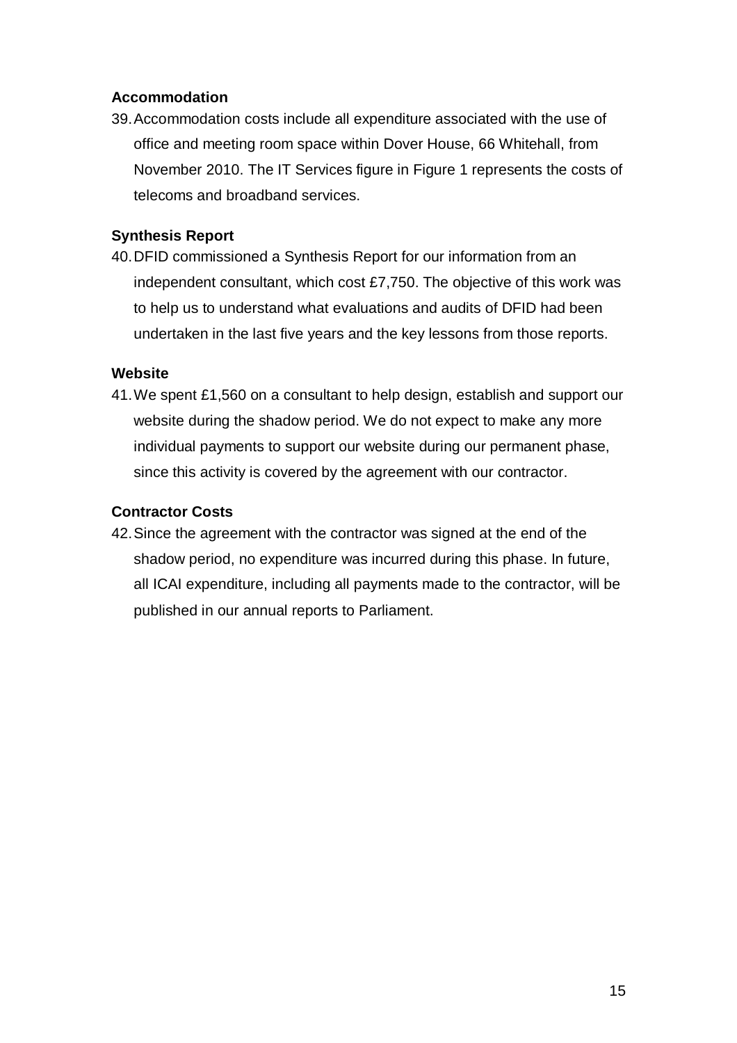**Accommodation**

39. Accommodation costs include all expenditure associated with the use of office and meeting room space within Dover House, 66 Whitehall, from November 2010. The IT Services figure in Figure 1 represents the costs of telecoms and broadband services.

**Synthesis Report**

40. DFID commissioned a Synthesis Report for our information from an independent consultant, which cost £7,750. The objective of this work was to help us to understand what evaluations and audits of DFID had been undertaken in the last five years and the key lessons from those reports.

**Website**

41. We spent £1,560 on a consultant to help design, establish and support our website during the shadow period. We do not expect to make any more individual payments to support our website during our permanent phase, since this activity is covered by the agreement with our contractor.

**Contractor Costs**

42. Since the agreement with the contractor was signed at the end of the shadow period, no expenditure was incurred during this phase. In future, all ICAI expenditure, including all payments made to the contractor, will be published in our annual reports to Parliament.